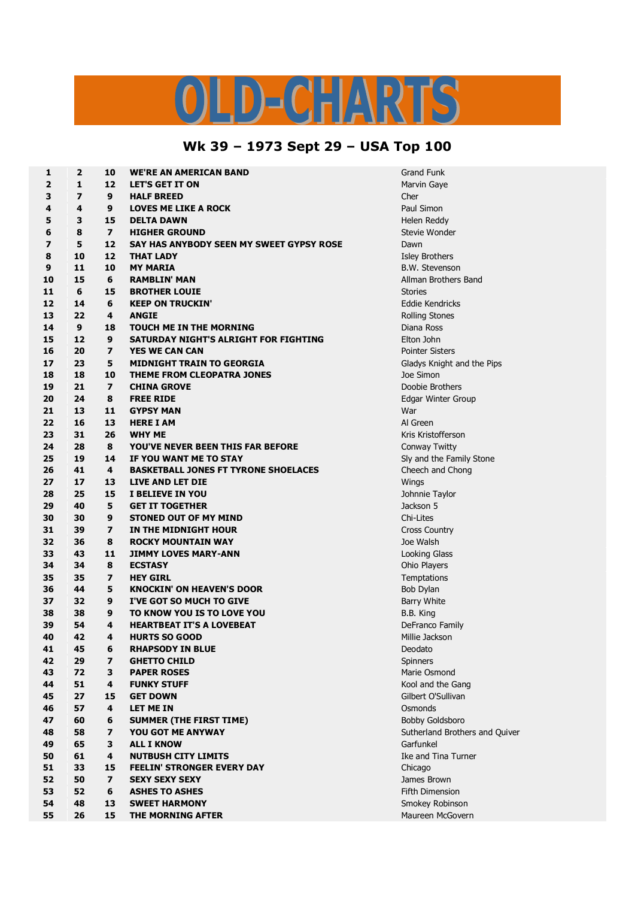# OLD-CHARTS

## Wk 39 – 1973 Sept 29 – USA Top 100

| | | | | |
|---|---|---|---|---|
| **1** | **2** | **10** | **WE'RE AN AMERICAN BAND** | Grand Funk |
| **2** | **1** | **12** | **LET'S GET IT ON** | Marvin Gaye |
| **3** | **7** | **9** | **HALF BREED** | Cher |
| **4** | **4** | **9** | **LOVES ME LIKE A ROCK** | Paul Simon |
| **5** | **3** | **15** | **DELTA DAWN** | Helen Reddy |
| **6** | **8** | **7** | **HIGHER GROUND** | Stevie Wonder |
| **7** | **5** | **12** | **SAY HAS ANYBODY SEEN MY SWEET GYPSY ROSE** | Dawn |
| **8** | **10** | **12** | **THAT LADY** | Isley Brothers |
| **9** | **11** | **10** | **MY MARIA** | B.W. Stevenson |
| **10** | **15** | **6** | **RAMBLIN' MAN** | Allman Brothers Band |
| **11** | **6** | **15** | **BROTHER LOUIE** | Stories |
| **12** | **14** | **6** | **KEEP ON TRUCKIN'** | Eddie Kendricks |
| **13** | **22** | **4** | **ANGIE** | Rolling Stones |
| **14** | **9** | **18** | **TOUCH ME IN THE MORNING** | Diana Ross |
| **15** | **12** | **9** | **SATURDAY NIGHT'S ALRIGHT FOR FIGHTING** | Elton John |
| **16** | **20** | **7** | **YES WE CAN CAN** | Pointer Sisters |
| **17** | **23** | **5** | **MIDNIGHT TRAIN TO GEORGIA** | Gladys Knight and the Pips |
| **18** | **18** | **10** | **THEME FROM CLEOPATRA JONES** | Joe Simon |
| **19** | **21** | **7** | **CHINA GROVE** | Doobie Brothers |
| **20** | **24** | **8** | **FREE RIDE** | Edgar Winter Group |
| **21** | **13** | **11** | **GYPSY MAN** | War |
| **22** | **16** | **13** | **HERE I AM** | Al Green |
| **23** | **31** | **26** | **WHY ME** | Kris Kristofferson |
| **24** | **28** | **8** | **YOU'VE NEVER BEEN THIS FAR BEFORE** | Conway Twitty |
| **25** | **19** | **14** | **IF YOU WANT ME TO STAY** | Sly and the Family Stone |
| **26** | **41** | **4** | **BASKETBALL JONES FT TYRONE SHOELACES** | Cheech and Chong |
| **27** | **17** | **13** | **LIVE AND LET DIE** | Wings |
| **28** | **25** | **15** | **I BELIEVE IN YOU** | Johnnie Taylor |
| **29** | **40** | **5** | **GET IT TOGETHER** | Jackson 5 |
| **30** | **30** | **9** | **STONED OUT OF MY MIND** | Chi-Lites |
| **31** | **39** | **7** | **IN THE MIDNIGHT HOUR** | Cross Country |
| **32** | **36** | **8** | **ROCKY MOUNTAIN WAY** | Joe Walsh |
| **33** | **43** | **11** | **JIMMY LOVES MARY-ANN** | Looking Glass |
| **34** | **34** | **8** | **ECSTASY** | Ohio Players |
| **35** | **35** | **7** | **HEY GIRL** | Temptations |
| **36** | **44** | **5** | **KNOCKIN' ON HEAVEN'S DOOR** | Bob Dylan |
| **37** | **32** | **9** | **I'VE GOT SO MUCH TO GIVE** | Barry White |
| **38** | **38** | **9** | **TO KNOW YOU IS TO LOVE YOU** | B.B. King |
| **39** | **54** | **4** | **HEARTBEAT IT'S A LOVEBEAT** | DeFranco Family |
| **40** | **42** | **4** | **HURTS SO GOOD** | Millie Jackson |
| **41** | **45** | **6** | **RHAPSODY IN BLUE** | Deodato |
| **42** | **29** | **7** | **GHETTO CHILD** | Spinners |
| **43** | **72** | **3** | **PAPER ROSES** | Marie Osmond |
| **44** | **51** | **4** | **FUNKY STUFF** | Kool and the Gang |
| **45** | **27** | **15** | **GET DOWN** | Gilbert O'Sullivan |
| **46** | **57** | **4** | **LET ME IN** | Osmonds |
| **47** | **60** | **6** | **SUMMER (THE FIRST TIME)** | Bobby Goldsboro |
| **48** | **58** | **7** | **YOU GOT ME ANYWAY** | Sutherland Brothers and Quiver |
| **49** | **65** | **3** | **ALL I KNOW** | Garfunkel |
| **50** | **61** | **4** | **NUTBUSH CITY LIMITS** | Ike and Tina Turner |
| **51** | **33** | **15** | **FEELIN' STRONGER EVERY DAY** | Chicago |
| **52** | **50** | **7** | **SEXY SEXY SEXY** | James Brown |
| **53** | **52** | **6** | **ASHES TO ASHES** | Fifth Dimension |
| **54** | **48** | **13** | **SWEET HARMONY** | Smokey Robinson |
| **55** | **26** | **15** | **THE MORNING AFTER** | Maureen McGovern |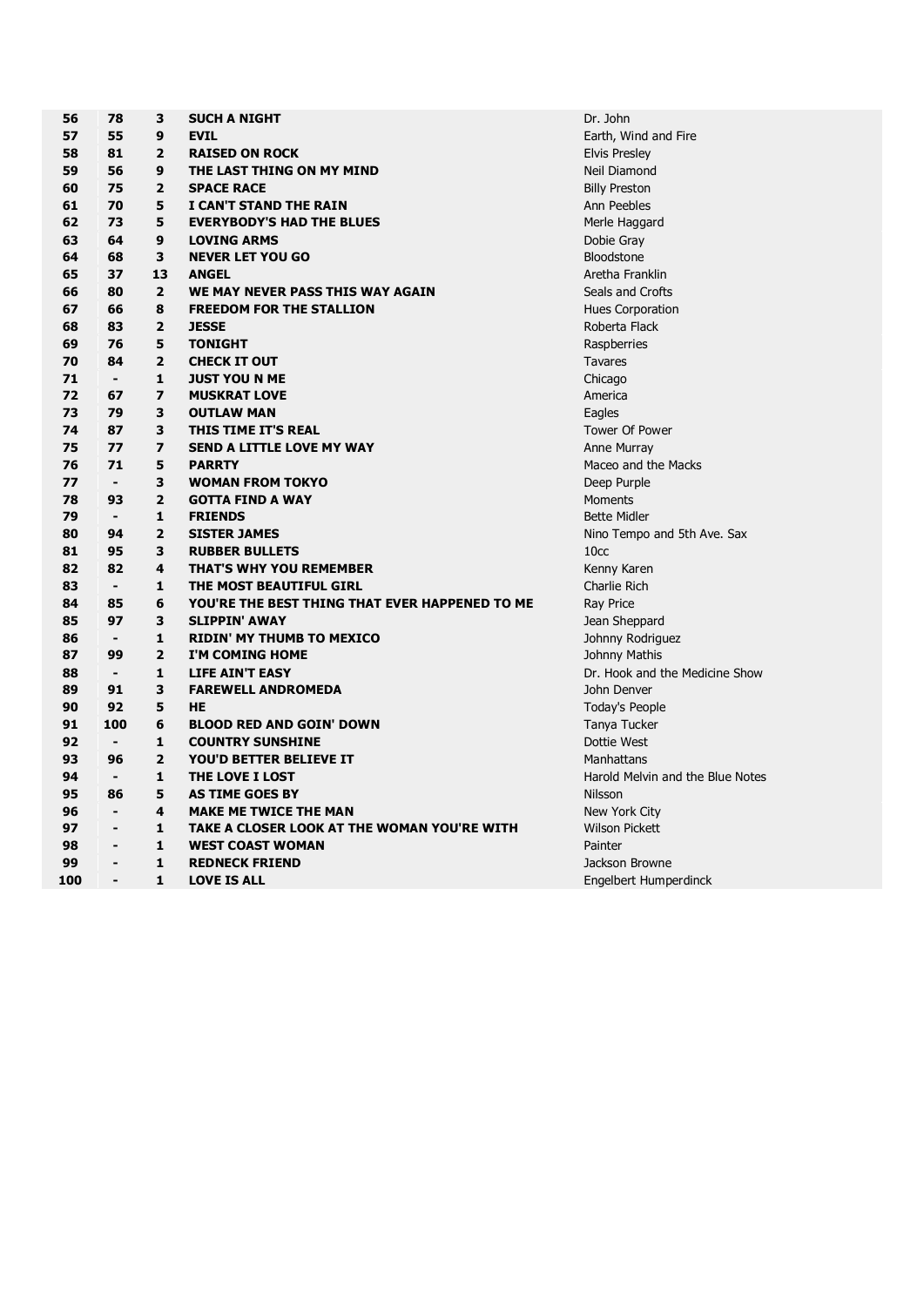| | | | | |
|---|---|---|---|---|
| **56** | **78** | **3** | **SUCH A NIGHT** | Dr. John |
| **57** | **55** | **9** | **EVIL** | Earth, Wind and Fire |
| **58** | **81** | **2** | **RAISED ON ROCK** | Elvis Presley |
| **59** | **56** | **9** | **THE LAST THING ON MY MIND** | Neil Diamond |
| **60** | **75** | **2** | **SPACE RACE** | Billy Preston |
| **61** | **70** | **5** | **I CAN'T STAND THE RAIN** | Ann Peebles |
| **62** | **73** | **5** | **EVERYBODY'S HAD THE BLUES** | Merle Haggard |
| **63** | **64** | **9** | **LOVING ARMS** | Dobie Gray |
| **64** | **68** | **3** | **NEVER LET YOU GO** | Bloodstone |
| **65** | **37** | **13** | **ANGEL** | Aretha Franklin |
| **66** | **80** | **2** | **WE MAY NEVER PASS THIS WAY AGAIN** | Seals and Crofts |
| **67** | **66** | **8** | **FREEDOM FOR THE STALLION** | Hues Corporation |
| **68** | **83** | **2** | **JESSE** | Roberta Flack |
| **69** | **76** | **5** | **TONIGHT** | Raspberries |
| **70** | **84** | **2** | **CHECK IT OUT** | Tavares |
| **71** | **-** | **1** | **JUST YOU N ME** | Chicago |
| **72** | **67** | **7** | **MUSKRAT LOVE** | America |
| **73** | **79** | **3** | **OUTLAW MAN** | Eagles |
| **74** | **87** | **3** | **THIS TIME IT'S REAL** | Tower Of Power |
| **75** | **77** | **7** | **SEND A LITTLE LOVE MY WAY** | Anne Murray |
| **76** | **71** | **5** | **PARRTY** | Maceo and the Macks |
| **77** | **-** | **3** | **WOMAN FROM TOKYO** | Deep Purple |
| **78** | **93** | **2** | **GOTTA FIND A WAY** | Moments |
| **79** | **-** | **1** | **FRIENDS** | Bette Midler |
| **80** | **94** | **2** | **SISTER JAMES** | Nino Tempo and 5th Ave. Sax |
| **81** | **95** | **3** | **RUBBER BULLETS** | 10cc |
| **82** | **82** | **4** | **THAT'S WHY YOU REMEMBER** | Kenny Karen |
| **83** | **-** | **1** | **THE MOST BEAUTIFUL GIRL** | Charlie Rich |
| **84** | **85** | **6** | **YOU'RE THE BEST THING THAT EVER HAPPENED TO ME** | Ray Price |
| **85** | **97** | **3** | **SLIPPIN' AWAY** | Jean Sheppard |
| **86** | **-** | **1** | **RIDIN' MY THUMB TO MEXICO** | Johnny Rodriguez |
| **87** | **99** | **2** | **I'M COMING HOME** | Johnny Mathis |
| **88** | **-** | **1** | **LIFE AIN'T EASY** | Dr. Hook and the Medicine Show |
| **89** | **91** | **3** | **FAREWELL ANDROMEDA** | John Denver |
| **90** | **92** | **5** | **HE** | Today's People |
| **91** | **100** | **6** | **BLOOD RED AND GOIN' DOWN** | Tanya Tucker |
| **92** | **-** | **1** | **COUNTRY SUNSHINE** | Dottie West |
| **93** | **96** | **2** | **YOU'D BETTER BELIEVE IT** | Manhattans |
| **94** | **-** | **1** | **THE LOVE I LOST** | Harold Melvin and the Blue Notes |
| **95** | **86** | **5** | **AS TIME GOES BY** | Nilsson |
| **96** | **-** | **4** | **MAKE ME TWICE THE MAN** | New York City |
| **97** | **-** | **1** | **TAKE A CLOSER LOOK AT THE WOMAN YOU'RE WITH** | Wilson Pickett |
| **98** | **-** | **1** | **WEST COAST WOMAN** | Painter |
| **99** | **-** | **1** | **REDNECK FRIEND** | Jackson Browne |
| **100** | **-** | **1** | **LOVE IS ALL** | Engelbert Humperdinck |